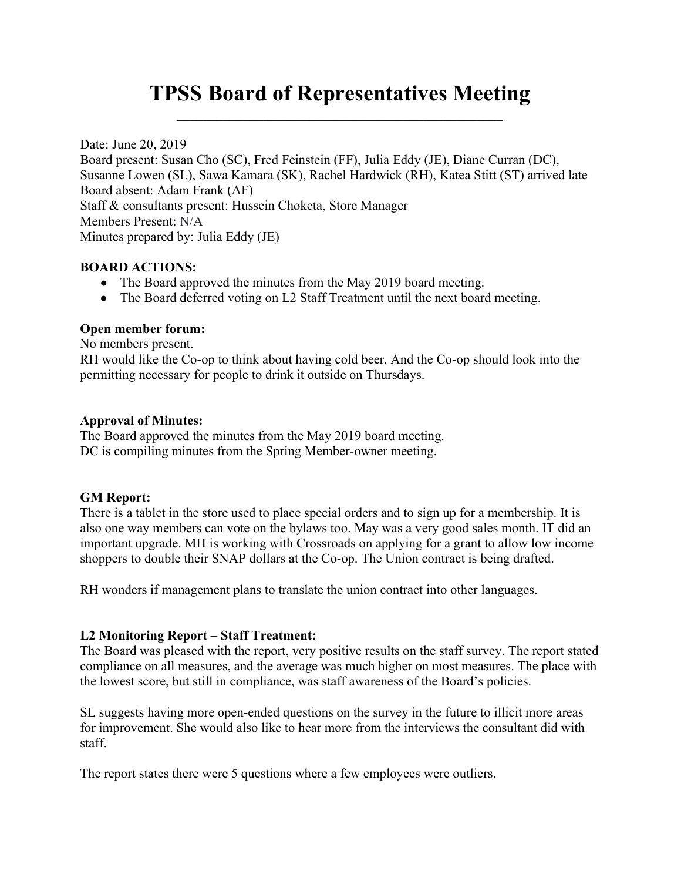# TPSS Board of Representatives Meeting

---

Date: June 20, 2019
Board present: Susan Cho (SC), Fred Feinstein (FF), Julia Eddy (JE), Diane Curran (DC), Susanne Lowen (SL), Sawa Kamara (SK), Rachel Hardwick (RH), Katea Stitt (ST) arrived late
Board absent: Adam Frank (AF)
Staff & consultants present: Hussein Choketa, Store Manager
Members Present: N/A
Minutes prepared by: Julia Eddy (JE)

**BOARD ACTIONS:**

- The Board approved the minutes from the May 2019 board meeting.
- The Board deferred voting on L2 Staff Treatment until the next board meeting.

**Open member forum:**
No members present.
RH would like the Co-op to think about having cold beer. And the Co-op should look into the permitting necessary for people to drink it outside on Thursdays.

**Approval of Minutes:**
The Board approved the minutes from the May 2019 board meeting.
DC is compiling minutes from the Spring Member-owner meeting.

**GM Report:**
There is a tablet in the store used to place special orders and to sign up for a membership. It is also one way members can vote on the bylaws too. May was a very good sales month. IT did an important upgrade. MH is working with Crossroads on applying for a grant to allow low income shoppers to double their SNAP dollars at the Co-op. The Union contract is being drafted.

RH wonders if management plans to translate the union contract into other languages.

**L2 Monitoring Report – Staff Treatment:**
The Board was pleased with the report, very positive results on the staff survey. The report stated compliance on all measures, and the average was much higher on most measures. The place with the lowest score, but still in compliance, was staff awareness of the Board's policies.

SL suggests having more open-ended questions on the survey in the future to illicit more areas for improvement. She would also like to hear more from the interviews the consultant did with staff.

The report states there were 5 questions where a few employees were outliers.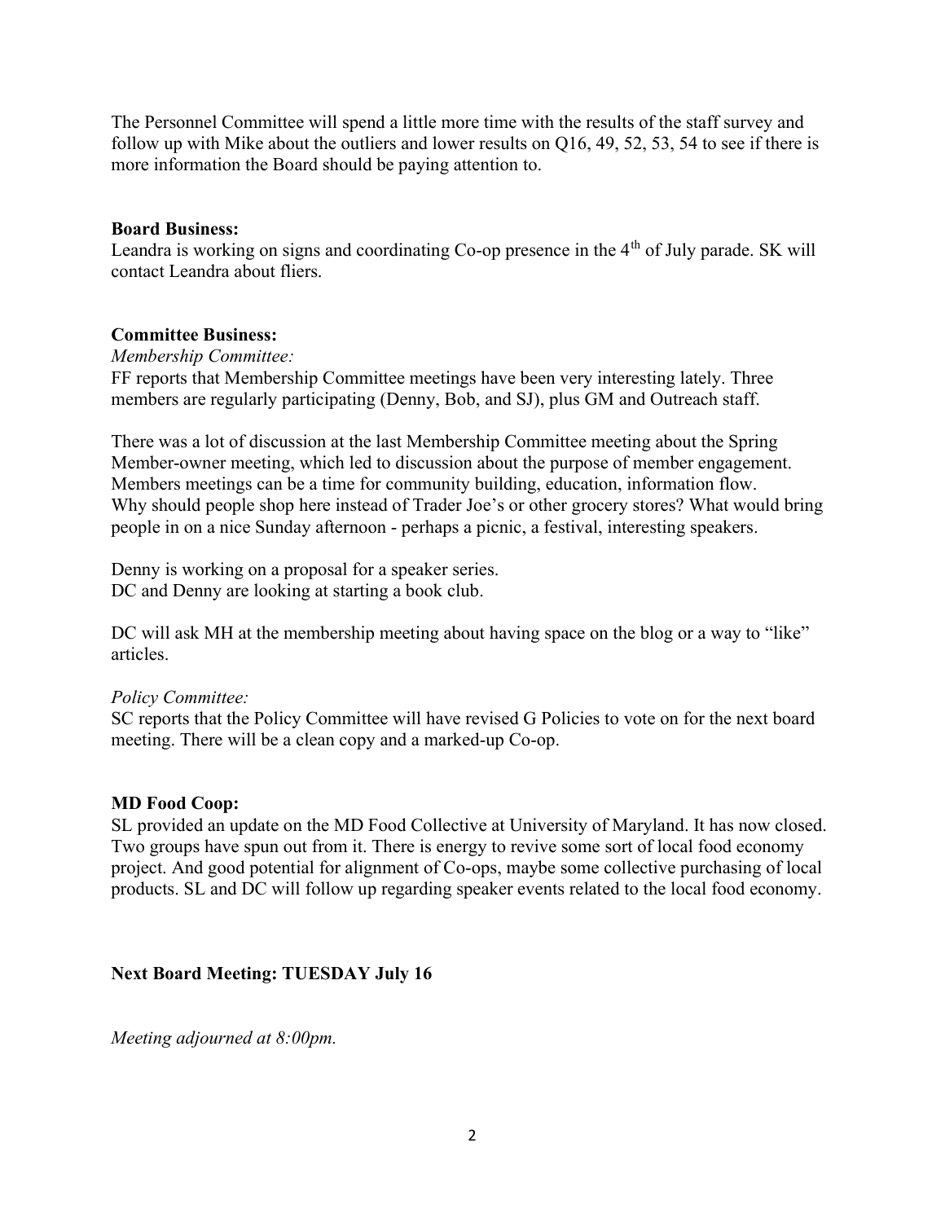The Personnel Committee will spend a little more time with the results of the staff survey and follow up with Mike about the outliers and lower results on Q16, 49, 52, 53, 54 to see if there is more information the Board should be paying attention to.

**Board Business:**
Leandra is working on signs and coordinating Co-op presence in the 4th of July parade. SK will contact Leandra about fliers.

**Committee Business:**

*Membership Committee:*
FF reports that Membership Committee meetings have been very interesting lately. Three members are regularly participating (Denny, Bob, and SJ), plus GM and Outreach staff.

There was a lot of discussion at the last Membership Committee meeting about the Spring Member-owner meeting, which led to discussion about the purpose of member engagement. Members meetings can be a time for community building, education, information flow. Why should people shop here instead of Trader Joe's or other grocery stores? What would bring people in on a nice Sunday afternoon - perhaps a picnic, a festival, interesting speakers.

Denny is working on a proposal for a speaker series.
DC and Denny are looking at starting a book club.

DC will ask MH at the membership meeting about having space on the blog or a way to "like" articles.

*Policy Committee:*
SC reports that the Policy Committee will have revised G Policies to vote on for the next board meeting. There will be a clean copy and a marked-up Co-op.

**MD Food Coop:**
SL provided an update on the MD Food Collective at University of Maryland. It has now closed. Two groups have spun out from it. There is energy to revive some sort of local food economy project. And good potential for alignment of Co-ops, maybe some collective purchasing of local products. SL and DC will follow up regarding speaker events related to the local food economy.

**Next Board Meeting: TUESDAY July 16**

*Meeting adjourned at 8:00pm.*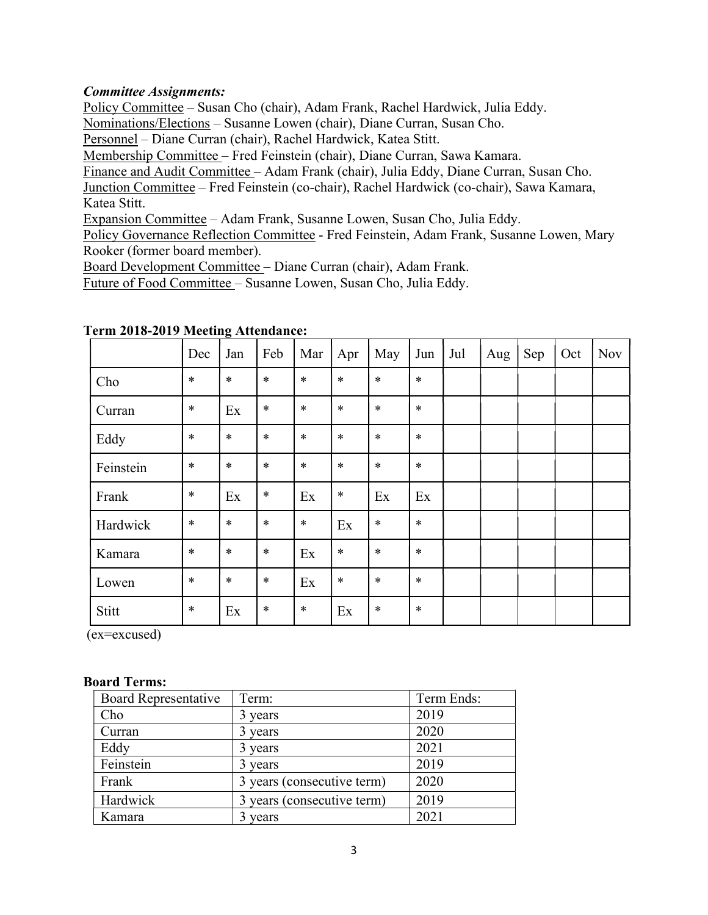***Committee Assignments:***

<u>Policy Committee</u> – Susan Cho (chair), Adam Frank, Rachel Hardwick, Julia Eddy.
<u>Nominations/Elections</u> – Susanne Lowen (chair), Diane Curran, Susan Cho.
<u>Personnel</u> – Diane Curran (chair), Rachel Hardwick, Katea Stitt.
<u>Membership Committee</u> – Fred Feinstein (chair), Diane Curran, Sawa Kamara.
<u>Finance and Audit Committee</u> – Adam Frank (chair), Julia Eddy, Diane Curran, Susan Cho.
<u>Junction Committee</u> – Fred Feinstein (co-chair), Rachel Hardwick (co-chair), Sawa Kamara, Katea Stitt.
<u>Expansion Committee</u> – Adam Frank, Susanne Lowen, Susan Cho, Julia Eddy.
<u>Policy Governance Reflection Committee</u> - Fred Feinstein, Adam Frank, Susanne Lowen, Mary Rooker (former board member).
<u>Board Development Committee</u> – Diane Curran (chair), Adam Frank.
<u>Future of Food Committee</u> – Susanne Lowen, Susan Cho, Julia Eddy.

**Term 2018-2019 Meeting Attendance:**

| | Dec | Jan | Feb | Mar | Apr | May | Jun | Jul | Aug | Sep | Oct | Nov |
|---|---|---|---|---|---|---|---|---|---|---|---|---|
| Cho | * | * | * | * | * | * | * | | | | | |
| Curran | * | Ex | * | * | * | * | * | | | | | |
| Eddy | * | * | * | * | * | * | * | | | | | |
| Feinstein | * | * | * | * | * | * | * | | | | | |
| Frank | * | Ex | * | Ex | * | Ex | Ex | | | | | |
| Hardwick | * | * | * | * | Ex | * | * | | | | | |
| Kamara | * | * | * | Ex | * | * | * | | | | | |
| Lowen | * | * | * | Ex | * | * | * | | | | | |
| Stitt | * | Ex | * | * | Ex | * | * | | | | | |

(ex=excused)

**Board Terms:**

| Board Representative | Term: | Term Ends: |
|---|---|---|
| Cho | 3 years | 2019 |
| Curran | 3 years | 2020 |
| Eddy | 3 years | 2021 |
| Feinstein | 3 years | 2019 |
| Frank | 3 years (consecutive term) | 2020 |
| Hardwick | 3 years (consecutive term) | 2019 |
| Kamara | 3 years | 2021 |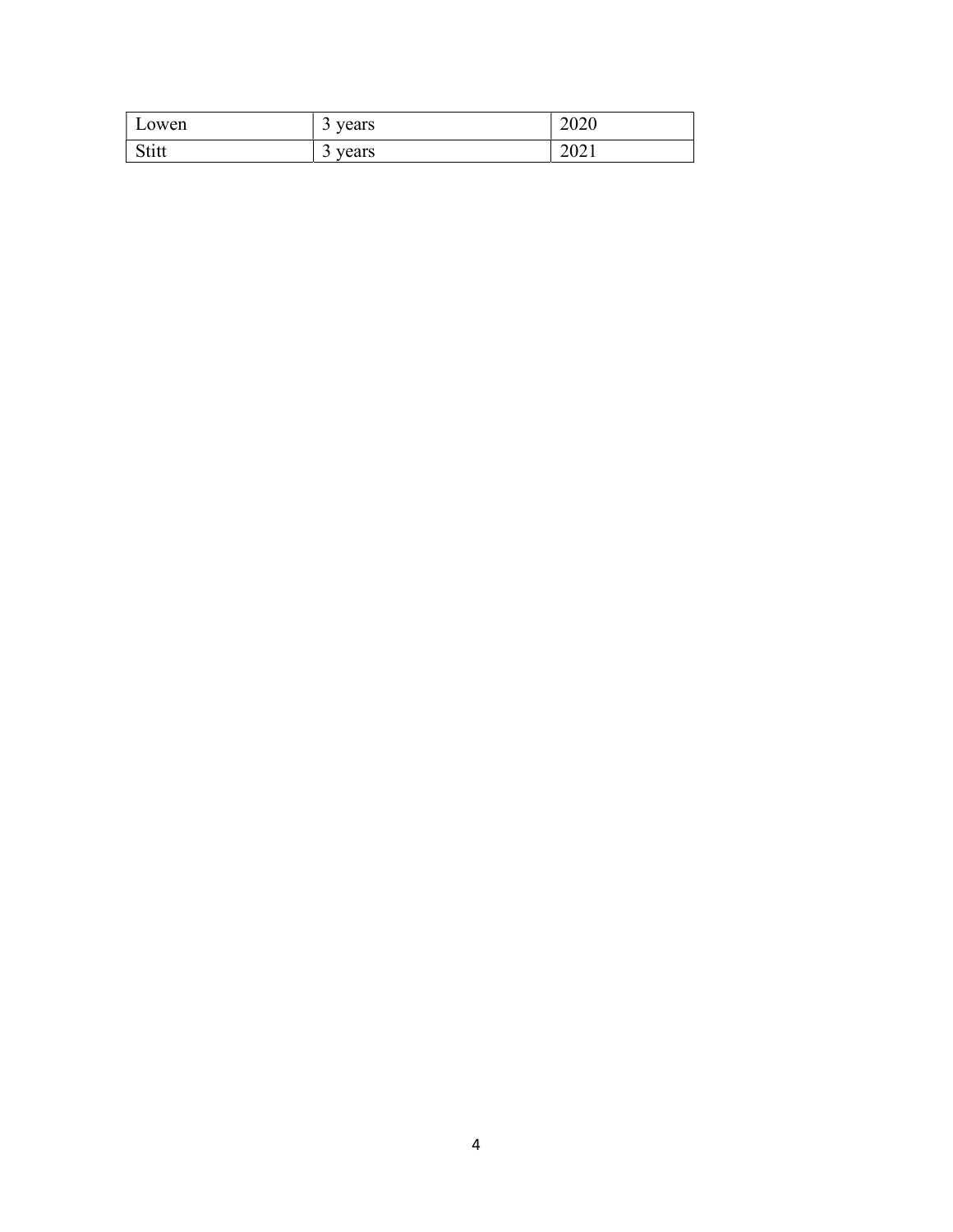| | | |
|---|---|---|
| Lowen | 3 years | 2020 |
| Stitt | 3 years | 2021 |